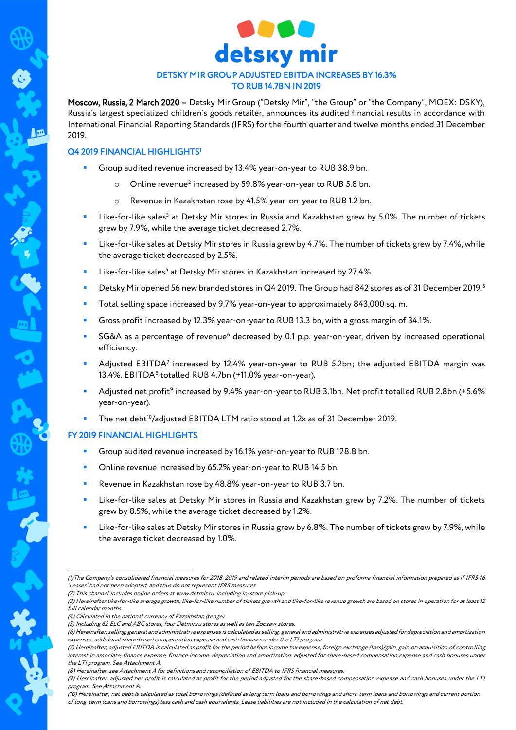# detsky mir

## DETSKY MIR GROUP ADJUSTED EBITDA INCREASES BY 16.3% TO RUB 14.7BN IN 2019

**Moscow, Russia, 2 March 2020 –** Detsky Mir Group ("Detsky Mir", "the Group" or "the Company", MOEX: DSKY), Russia's largest specialized children's goods retailer, announces its audited financial results in accordance with International Financial Reporting Standards (IFRS) for the fourth quarter and twelve months ended 31 December 2019.

### Q4 2019 FINANCIAL HIGHLIGHTS[1]

- Group audited revenue increased by 13.4% year-on-year to RUB 38.9 bn.
  - Online revenue[2] increased by 59.8% year-on-year to RUB 5.8 bn.
  - Revenue in Kazakhstan rose by 41.5% year-on-year to RUB 1.2 bn.
- Like-for-like sales[3] at Detsky Mir stores in Russia and Kazakhstan grew by 5.0%. The number of tickets grew by 7.9%, while the average ticket decreased 2.7%.
- Like-for-like sales at Detsky Mir stores in Russia grew by 4.7%. The number of tickets grew by 7.4%, while the average ticket decreased by 2.5%.
- Like-for-like sales[4] at Detsky Mir stores in Kazakhstan increased by 27.4%.
- Detsky Mir opened 56 new branded stores in Q4 2019. The Group had 842 stores as of 31 December 2019.[5]
- Total selling space increased by 9.7% year-on-year to approximately 843,000 sq. m.
- Gross profit increased by 12.3% year-on-year to RUB 13.3 bn, with a gross margin of 34.1%.
- SG&A as a percentage of revenue[6] decreased by 0.1 p.p. year-on-year, driven by increased operational efficiency.
- Adjusted EBITDA[7] increased by 12.4% year-on-year to RUB 5.2bn; the adjusted EBITDA margin was 13.4%. EBITDA[8] totalled RUB 4.7bn (+11.0% year-on-year).
- Adjusted net profit[9] increased by 9.4% year-on-year to RUB 3.1bn. Net profit totalled RUB 2.8bn (+5.6% year-on-year).
- The net debt[10]/adjusted EBITDA LTM ratio stood at 1.2x as of 31 December 2019.

### FY 2019 FINANCIAL HIGHLIGHTS

- Group audited revenue increased by 16.1% year-on-year to RUB 128.8 bn.
- Online revenue increased by 65.2% year-on-year to RUB 14.5 bn.
- Revenue in Kazakhstan rose by 48.8% year-on-year to RUB 3.7 bn.
- Like-for-like sales at Detsky Mir stores in Russia and Kazakhstan grew by 7.2%. The number of tickets grew by 8.5%, while the average ticket decreased by 1.2%.
- Like-for-like sales at Detsky Mir stores in Russia grew by 6.8%. The number of tickets grew by 7.9%, while the average ticket decreased by 1.0%.

---

*(1) The Company's consolidated financial measures for 2018-2019 and related interim periods are based on proforma financial information prepared as if IFRS 16 'Leases' had not been adopted, and thus do not represent IFRS measures.*
*(2) This channel includes online orders at www.detmir.ru, including in-store pick-up.*
*(3) Hereinafter like-for-like average growth, like-for-like number of tickets growth and like-for-like revenue growth are based on stores in operation for at least 12 full calendar months.*
*(4) Calculated in the national currency of Kazakhstan (tenge).*
*(5) Including 62 ELC and ABC stores, four Detmir.ru stores as well as ten Zoozavr stores.*
*(6) Hereinafter, selling, general and administrative expenses is calculated as selling, general and administrative expenses adjusted for depreciation and amortization expenses, additional share-based compensation expense and cash bonuses under the LTI program.*
*(7) Hereinafter, adjusted EBITDA is calculated as profit for the period before income tax expense, foreign exchange (loss)/gain, gain on acquisition of controlling interest in associate, finance expense, finance income, depreciation and amortization, adjusted for share-based compensation expense and cash bonuses under the LTI program. See Attachment A.*
*(8) Hereinafter, see Attachment A for definitions and reconciliation of EBITDA to IFRS financial measures.*
*(9) Hereinafter, adjusted net profit is calculated as profit for the period adjusted for the share-based compensation expense and cash bonuses under the LTI program. See Attachment A.*
*(10) Hereinafter, net debt is calculated as total borrowings (defined as long term loans and borrowings and short-term loans and borrowings and current portion of long-term loans and borrowings) less cash and cash equivalents. Lease liabilities are not included in the calculation of net debt.*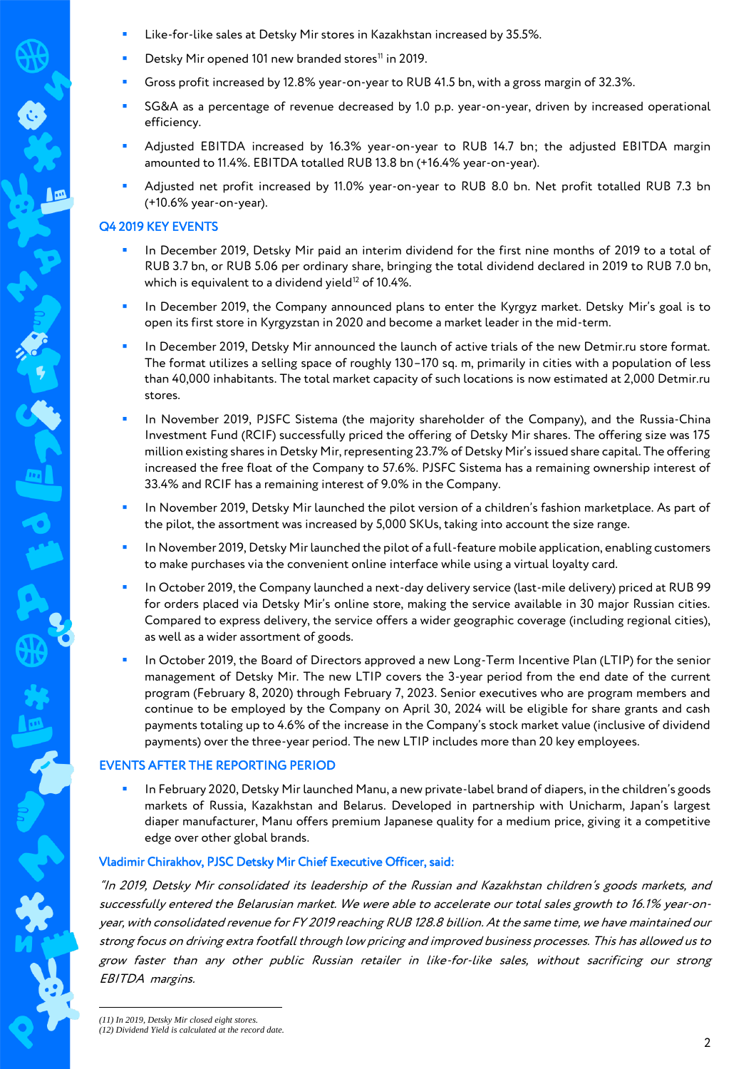- Like-for-like sales at Detsky Mir stores in Kazakhstan increased by 35.5%.
- Detsky Mir opened 101 new branded stores[11] in 2019.
- Gross profit increased by 12.8% year-on-year to RUB 41.5 bn, with a gross margin of 32.3%.
- SG&A as a percentage of revenue decreased by 1.0 p.p. year-on-year, driven by increased operational efficiency.
- Adjusted EBITDA increased by 16.3% year-on-year to RUB 14.7 bn; the adjusted EBITDA margin amounted to 11.4%. EBITDA totalled RUB 13.8 bn (+16.4% year-on-year).
- Adjusted net profit increased by 11.0% year-on-year to RUB 8.0 bn. Net profit totalled RUB 7.3 bn (+10.6% year-on-year).

## Q4 2019 KEY EVENTS

- In December 2019, Detsky Mir paid an interim dividend for the first nine months of 2019 to a total of RUB 3.7 bn, or RUB 5.06 per ordinary share, bringing the total dividend declared in 2019 to RUB 7.0 bn, which is equivalent to a dividend yield[12] of 10.4%.
- In December 2019, the Company announced plans to enter the Kyrgyz market. Detsky Mir's goal is to open its first store in Kyrgyzstan in 2020 and become a market leader in the mid-term.
- In December 2019, Detsky Mir announced the launch of active trials of the new Detmir.ru store format. The format utilizes a selling space of roughly 130–170 sq. m, primarily in cities with a population of less than 40,000 inhabitants. The total market capacity of such locations is now estimated at 2,000 Detmir.ru stores.
- In November 2019, PJSFC Sistema (the majority shareholder of the Company), and the Russia-China Investment Fund (RCIF) successfully priced the offering of Detsky Mir shares. The offering size was 175 million existing shares in Detsky Mir, representing 23.7% of Detsky Mir's issued share capital. The offering increased the free float of the Company to 57.6%. PJSFC Sistema has a remaining ownership interest of 33.4% and RCIF has a remaining interest of 9.0% in the Company.
- In November 2019, Detsky Mir launched the pilot version of a children's fashion marketplace. As part of the pilot, the assortment was increased by 5,000 SKUs, taking into account the size range.
- In November 2019, Detsky Mir launched the pilot of a full-feature mobile application, enabling customers to make purchases via the convenient online interface while using a virtual loyalty card.
- In October 2019, the Company launched a next-day delivery service (last-mile delivery) priced at RUB 99 for orders placed via Detsky Mir's online store, making the service available in 30 major Russian cities. Compared to express delivery, the service offers a wider geographic coverage (including regional cities), as well as a wider assortment of goods.
- In October 2019, the Board of Directors approved a new Long-Term Incentive Plan (LTIP) for the senior management of Detsky Mir. The new LTIP covers the 3-year period from the end date of the current program (February 8, 2020) through February 7, 2023. Senior executives who are program members and continue to be employed by the Company on April 30, 2024 will be eligible for share grants and cash payments totaling up to 4.6% of the increase in the Company's stock market value (inclusive of dividend payments) over the three-year period. The new LTIP includes more than 20 key employees.

## EVENTS AFTER THE REPORTING PERIOD

- In February 2020, Detsky Mir launched Manu, a new private-label brand of diapers, in the children's goods markets of Russia, Kazakhstan and Belarus. Developed in partnership with Unicharm, Japan's largest diaper manufacturer, Manu offers premium Japanese quality for a medium price, giving it a competitive edge over other global brands.

### Vladimir Chirakhov, PJSC Detsky Mir Chief Executive Officer, said:

*"In 2019, Detsky Mir consolidated its leadership of the Russian and Kazakhstan children's goods markets, and successfully entered the Belarusian market. We were able to accelerate our total sales growth to 16.1% year-on-year, with consolidated revenue for FY 2019 reaching RUB 128.8 billion. At the same time, we have maintained our strong focus on driving extra footfall through low pricing and improved business processes. This has allowed us to grow faster than any other public Russian retailer in like-for-like sales, without sacrificing our strong EBITDA margins.*

---

(11) In 2019, Detsky Mir closed eight stores.
(12) Dividend Yield is calculated at the record date.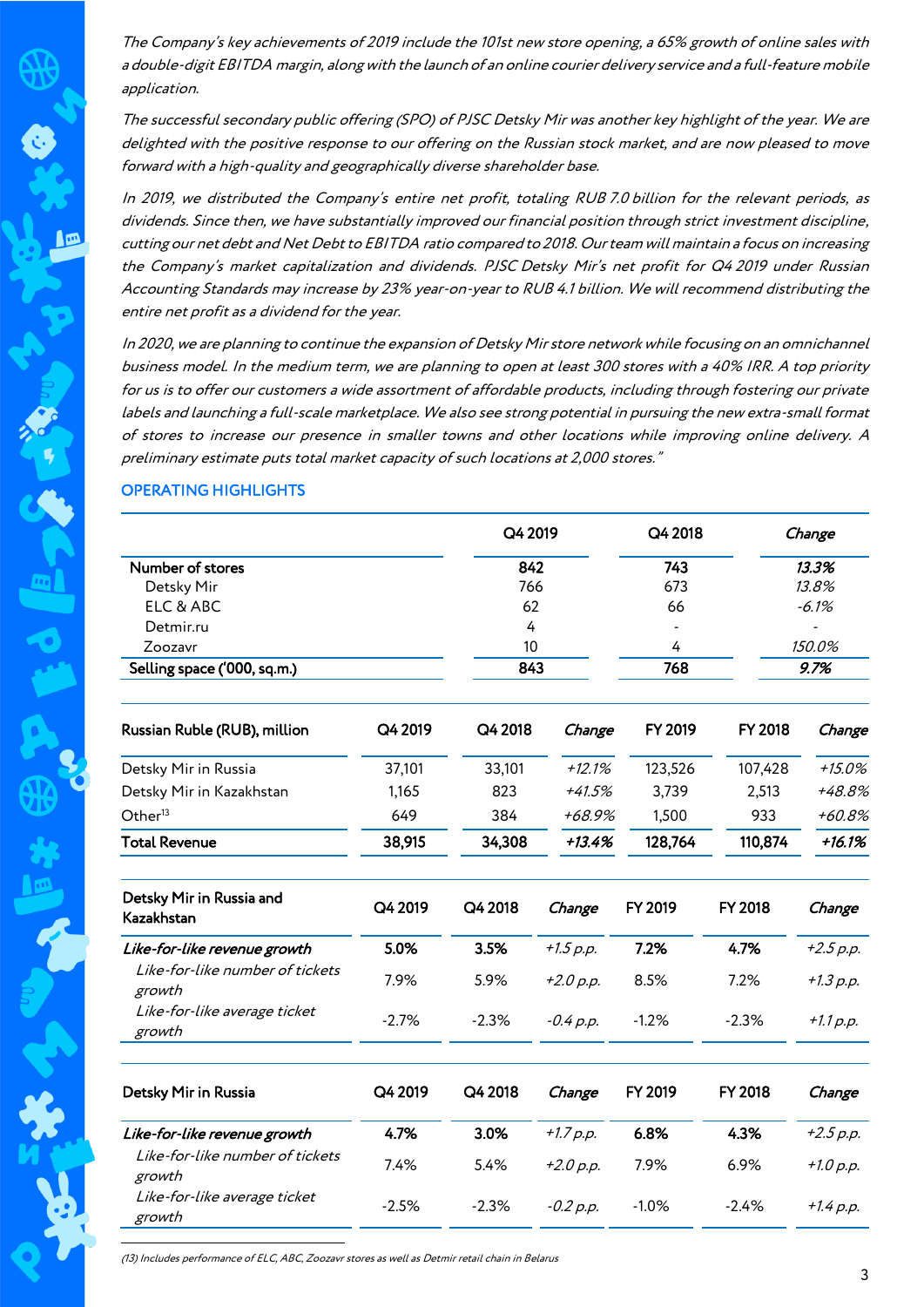*The Company's key achievements of 2019 include the 101st new store opening, a 65% growth of online sales with a double-digit EBITDA margin, along with the launch of an online courier delivery service and a full-feature mobile application.*

*The successful secondary public offering (SPO) of PJSC Detsky Mir was another key highlight of the year. We are delighted with the positive response to our offering on the Russian stock market, and are now pleased to move forward with a high-quality and geographically diverse shareholder base.*

*In 2019, we distributed the Company's entire net profit, totaling RUB 7.0 billion for the relevant periods, as dividends. Since then, we have substantially improved our financial position through strict investment discipline, cutting our net debt and Net Debt to EBITDA ratio compared to 2018. Our team will maintain a focus on increasing the Company's market capitalization and dividends. PJSC Detsky Mir's net profit for Q4 2019 under Russian Accounting Standards may increase by 23% year-on-year to RUB 4.1 billion. We will recommend distributing the entire net profit as a dividend for the year.*

*In 2020, we are planning to continue the expansion of Detsky Mir store network while focusing on an omnichannel business model. In the medium term, we are planning to open at least 300 stores with a 40% IRR. A top priority for us is to offer our customers a wide assortment of affordable products, including through fostering our private labels and launching a full-scale marketplace. We also see strong potential in pursuing the new extra-small format of stores to increase our presence in smaller towns and other locations while improving online delivery. A preliminary estimate puts total market capacity of such locations at 2,000 stores."*

## OPERATING HIGHLIGHTS

| | Q4 2019 | Q4 2018 | *Change* |
|---|---|---|---|
| **Number of stores** | **842** | **743** | ***13.3%*** |
| Detsky Mir | 766 | 673 | *13.8%* |
| ELC & ABC | 62 | 66 | *-6.1%* |
| Detmir.ru | 4 | - | - |
| Zoozavr | 10 | 4 | *150.0%* |
| **Selling space ('000, sq.m.)** | **843** | **768** | ***9.7%*** |

| Russian Ruble (RUB), million | Q4 2019 | Q4 2018 | *Change* | FY 2019 | FY 2018 | *Change* |
|---|---|---|---|---|---|---|
| Detsky Mir in Russia | 37,101 | 33,101 | *+12.1%* | 123,526 | 107,428 | *+15.0%* |
| Detsky Mir in Kazakhstan | 1,165 | 823 | *+41.5%* | 3,739 | 2,513 | *+48.8%* |
| Other[13] | 649 | 384 | *+68.9%* | 1,500 | 933 | *+60.8%* |
| **Total Revenue** | **38,915** | **34,308** | ***+13.4%*** | **128,764** | **110,874** | ***+16.1%*** |

| Detsky Mir in Russia and Kazakhstan | Q4 2019 | Q4 2018 | *Change* | FY 2019 | FY 2018 | *Change* |
|---|---|---|---|---|---|---|
| ***Like-for-like revenue growth*** | **5.0%** | **3.5%** | *+1.5 p.p.* | **7.2%** | **4.7%** | *+2.5 p.p.* |
| *Like-for-like number of tickets growth* | 7.9% | 5.9% | *+2.0 p.p.* | 8.5% | 7.2% | *+1.3 p.p.* |
| *Like-for-like average ticket growth* | -2.7% | -2.3% | *-0.4 p.p.* | -1.2% | -2.3% | *+1.1 p.p.* |

| Detsky Mir in Russia | Q4 2019 | Q4 2018 | *Change* | FY 2019 | FY 2018 | *Change* |
|---|---|---|---|---|---|---|
| ***Like-for-like revenue growth*** | **4.7%** | **3.0%** | *+1.7 p.p.* | **6.8%** | **4.3%** | *+2.5 p.p.* |
| *Like-for-like number of tickets growth* | 7.4% | 5.4% | *+2.0 p.p.* | 7.9% | 6.9% | *+1.0 p.p.* |
| *Like-for-like average ticket growth* | -2.5% | -2.3% | *-0.2 p.p.* | -1.0% | -2.4% | *+1.4 p.p.* |

*(13) Includes performance of ELC, ABC, Zoozavr stores as well as Detmir retail chain in Belarus*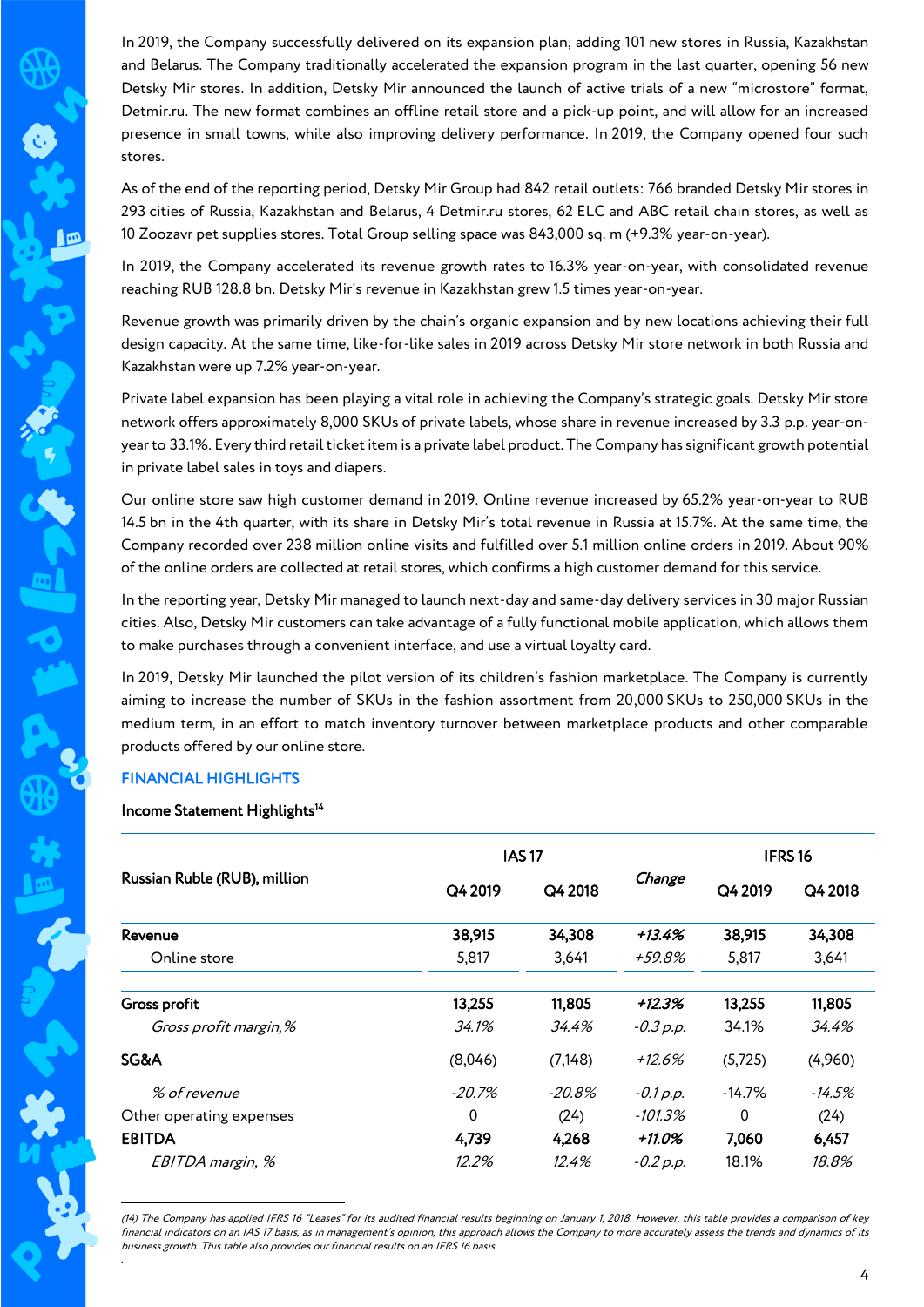In 2019, the Company successfully delivered on its expansion plan, adding 101 new stores in Russia, Kazakhstan and Belarus. The Company traditionally accelerated the expansion program in the last quarter, opening 56 new Detsky Mir stores. In addition, Detsky Mir announced the launch of active trials of a new "microstore" format, Detmir.ru. The new format combines an offline retail store and a pick-up point, and will allow for an increased presence in small towns, while also improving delivery performance. In 2019, the Company opened four such stores.

As of the end of the reporting period, Detsky Mir Group had 842 retail outlets: 766 branded Detsky Mir stores in 293 cities of Russia, Kazakhstan and Belarus, 4 Detmir.ru stores, 62 ELC and ABC retail chain stores, as well as 10 Zoozavr pet supplies stores. Total Group selling space was 843,000 sq. m (+9.3% year-on-year).

In 2019, the Company accelerated its revenue growth rates to 16.3% year-on-year, with consolidated revenue reaching RUB 128.8 bn. Detsky Mir's revenue in Kazakhstan grew 1.5 times year-on-year.

Revenue growth was primarily driven by the chain's organic expansion and by new locations achieving their full design capacity. At the same time, like-for-like sales in 2019 across Detsky Mir store network in both Russia and Kazakhstan were up 7.2% year-on-year.

Private label expansion has been playing a vital role in achieving the Company's strategic goals. Detsky Mir store network offers approximately 8,000 SKUs of private labels, whose share in revenue increased by 3.3 p.p. year-on-year to 33.1%. Every third retail ticket item is a private label product. The Company has significant growth potential in private label sales in toys and diapers.

Our online store saw high customer demand in 2019. Online revenue increased by 65.2% year-on-year to RUB 14.5 bn in the 4th quarter, with its share in Detsky Mir's total revenue in Russia at 15.7%. At the same time, the Company recorded over 238 million online visits and fulfilled over 5.1 million online orders in 2019. About 90% of the online orders are collected at retail stores, which confirms a high customer demand for this service.

In the reporting year, Detsky Mir managed to launch next-day and same-day delivery services in 30 major Russian cities. Also, Detsky Mir customers can take advantage of a fully functional mobile application, which allows them to make purchases through a convenient interface, and use a virtual loyalty card.

In 2019, Detsky Mir launched the pilot version of its children's fashion marketplace. The Company is currently aiming to increase the number of SKUs in the fashion assortment from 20,000 SKUs to 250,000 SKUs in the medium term, in an effort to match inventory turnover between marketplace products and other comparable products offered by our online store.

## FINANCIAL HIGHLIGHTS

### Income Statement Highlights[14]

| Russian Ruble (RUB), million | IAS 17 | | *Change* | IFRS 16 | |
|---|---|---|---|---|---|
| | Q4 2019 | Q4 2018 | | Q4 2019 | Q4 2018 |
| **Revenue** | **38,915** | **34,308** | ***+13.4%*** | **38,915** | **34,308** |
| Online store | 5,817 | 3,641 | *+59.8%* | 5,817 | 3,641 |
| **Gross profit** | **13,255** | **11,805** | ***+12.3%*** | **13,255** | **11,805** |
| *Gross profit margin, %* | *34.1%* | *34.4%* | *-0.3 p.p.* | 34.1% | *34.4%* |
| **SG&A** | (8,046) | (7,148) | *+12.6%* | (5,725) | (4,960) |
| *% of revenue* | *-20.7%* | *-20.8%* | *-0.1 p.p.* | -14.7% | *-14.5%* |
| Other operating expenses | 0 | (24) | *-101.3%* | 0 | (24) |
| **EBITDA** | **4,739** | **4,268** | ***+11.0%*** | **7,060** | **6,457** |
| *EBITDA margin, %* | *12.2%* | *12.4%* | *-0.2 p.p.* | 18.1% | *18.8%* |

*(14) The Company has applied IFRS 16 "Leases" for its audited financial results beginning on January 1, 2018. However, this table provides a comparison of key financial indicators on an IAS 17 basis, as in management's opinion, this approach allows the Company to more accurately assess the trends and dynamics of its business growth. This table also provides our financial results on an IFRS 16 basis.*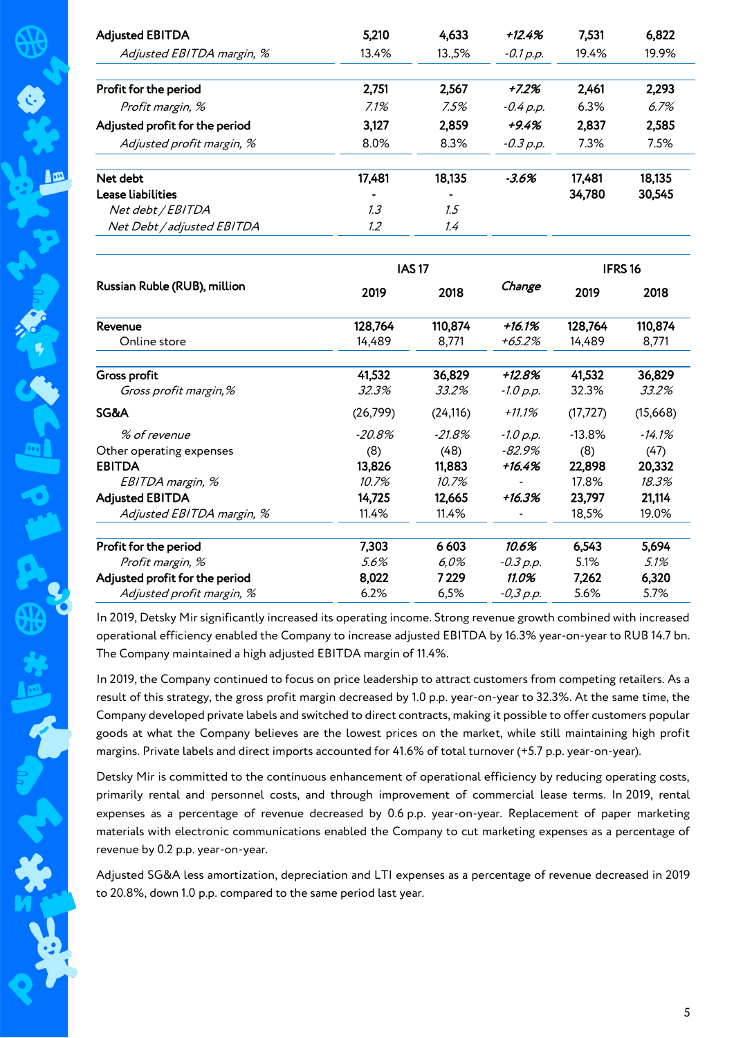| | | | | | |
|---|---|---|---|---|---|
| **Adjusted EBITDA** | **5,210** | **4,633** | ***+12.4%*** | **7,531** | **6,822** |
| *Adjusted EBITDA margin, %* | 13.4% | 13.,5% | *-0.1 p.p.* | 19.4% | 19.9% |
| **Profit for the period** | **2,751** | **2,567** | ***+7.2%*** | **2,461** | **2,293** |
| *Profit margin, %* | *7.1%* | *7.5%* | *-0.4 p.p.* | 6.3% | *6.7%* |
| **Adjusted profit for the period** | **3,127** | **2,859** | ***+9.4%*** | **2,837** | **2,585** |
| *Adjusted profit margin, %* | 8.0% | 8.3% | *-0.3 p.p.* | 7.3% | 7.5% |
| **Net debt** | **17,481** | **18,135** | ***-3.6%*** | **17,481** | **18,135** |
| **Lease liabilities** | **-** | **-** | | **34,780** | **30,545** |
| *Net debt / EBITDA* | *1.3* | *1.5* | | | |
| *Net Debt / adjusted EBITDA* | *1.2* | *1.4* | | | |

| Russian Ruble (RUB), million | IAS 17 | | Change | IFRS 16 | |
|---|---|---|---|---|---|
| | 2019 | 2018 | | 2019 | 2018 |
| **Revenue** | **128,764** | **110,874** | ***+16.1%*** | **128,764** | **110,874** |
| Online store | 14,489 | 8,771 | *+65.2%* | 14,489 | 8,771 |
| **Gross profit** | **41,532** | **36,829** | ***+12.8%*** | **41,532** | **36,829** |
| *Gross profit margin,%* | *32.3%* | *33.2%* | *-1.0 p.p.* | 32.3% | *33.2%* |
| **SG&A** | (26,799) | (24,116) | *+11.1%* | (17,727) | (15,668) |
| *% of revenue* | *-20.8%* | *-21.8%* | *-1.0 p.p.* | -13.8% | *-14.1%* |
| Other operating expenses | (8) | (48) | *-82.9%* | (8) | (47) |
| **EBITDA** | **13,826** | **11,883** | ***+16.4%*** | **22,898** | **20,332** |
| *EBITDA margin, %* | *10.7%* | *10.7%* | - | 17.8% | *18.3%* |
| **Adjusted EBITDA** | **14,725** | **12,665** | ***+16.3%*** | **23,797** | **21,114** |
| *Adjusted EBITDA margin, %* | 11.4% | 11.4% | - | 18,5% | 19.0% |
| **Profit for the period** | **7,303** | **6 603** | ***10.6%*** | **6,543** | **5,694** |
| *Profit margin, %* | *5.6%* | *6,0%* | *-0.3 p.p.* | 5.1% | *5.1%* |
| **Adjusted profit for the period** | **8,022** | **7 229** | ***11.0%*** | **7,262** | **6,320** |
| *Adjusted profit margin, %* | 6.2% | 6,5% | *-0,3 p.p.* | 5.6% | 5.7% |

In 2019, Detsky Mir significantly increased its operating income. Strong revenue growth combined with increased operational efficiency enabled the Company to increase adjusted EBITDA by 16.3% year-on-year to RUB 14.7 bn. The Company maintained a high adjusted EBITDA margin of 11.4%.

In 2019, the Company continued to focus on price leadership to attract customers from competing retailers. As a result of this strategy, the gross profit margin decreased by 1.0 p.p. year-on-year to 32.3%. At the same time, the Company developed private labels and switched to direct contracts, making it possible to offer customers popular goods at what the Company believes are the lowest prices on the market, while still maintaining high profit margins. Private labels and direct imports accounted for 41.6% of total turnover (+5.7 p.p. year-on-year).

Detsky Mir is committed to the continuous enhancement of operational efficiency by reducing operating costs, primarily rental and personnel costs, and through improvement of commercial lease terms. In 2019, rental expenses as a percentage of revenue decreased by 0.6 p.p. year-on-year. Replacement of paper marketing materials with electronic communications enabled the Company to cut marketing expenses as a percentage of revenue by 0.2 p.p. year-on-year.

Adjusted SG&A less amortization, depreciation and LTI expenses as a percentage of revenue decreased in 2019 to 20.8%, down 1.0 p.p. compared to the same period last year.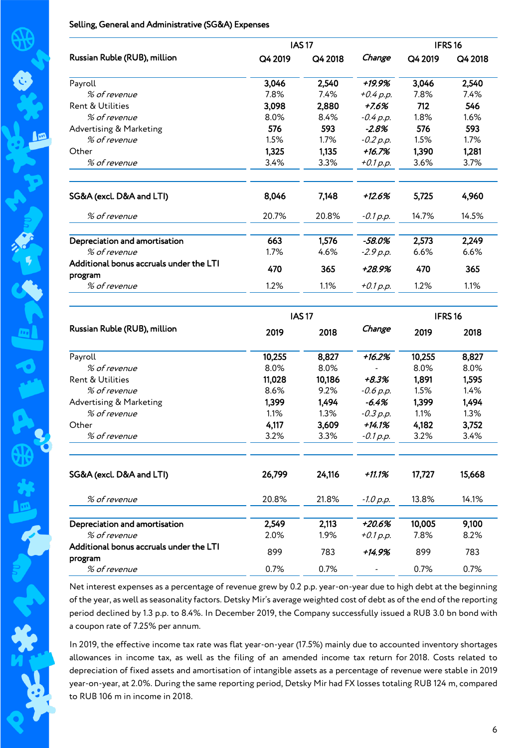Selling, General and Administrative (SG&A) Expenses

| Russian Ruble (RUB), million | IAS 17 | | | IFRS 16 | |
|---|---|---|---|---|---|
| | Q4 2019 | Q4 2018 | *Change* | Q4 2019 | Q4 2018 |
| Payroll | **3,046** | **2,540** | ***+19.9%*** | **3,046** | **2,540** |
| *% of revenue* | 7.8% | 7.4% | *+0.4 p.p.* | 7.8% | 7.4% |
| Rent & Utilities | **3,098** | **2,880** | ***+7.6%*** | **712** | **546** |
| *% of revenue* | 8.0% | 8.4% | *-0.4 p.p.* | 1.8% | 1.6% |
| Advertising & Marketing | **576** | **593** | ***-2.8%*** | **576** | **593** |
| *% of revenue* | 1.5% | 1.7% | *-0.2 p.p.* | 1.5% | 1.7% |
| Other | **1,325** | **1,135** | ***+16.7%*** | **1,390** | **1,281** |
| *% of revenue* | 3.4% | 3.3% | *+0.1 p.p.* | 3.6% | 3.7% |
| **SG&A (excl. D&A and LTI)** | **8,046** | **7,148** | ***+12.6%*** | **5,725** | **4,960** |
| *% of revenue* | 20.7% | 20.8% | *-0.1 p.p.* | 14.7% | 14.5% |
| **Depreciation and amortisation** | **663** | **1,576** | ***-58.0%*** | **2,573** | **2,249** |
| *% of revenue* | 1.7% | 4.6% | *-2.9 p.p.* | 6.6% | 6.6% |
| **Additional bonus accruals under the LTI program** | **470** | **365** | ***+28.9%*** | **470** | **365** |
| *% of revenue* | 1.2% | 1.1% | *+0.1 p.p.* | 1.2% | 1.1% |

| Russian Ruble (RUB), million | IAS 17 | | | IFRS 16 | |
|---|---|---|---|---|---|
| | 2019 | 2018 | *Change* | 2019 | 2018 |
| Payroll | **10,255** | **8,827** | ***+16.2%*** | **10,255** | **8,827** |
| *% of revenue* | 8.0% | 8.0% | - | 8.0% | 8.0% |
| Rent & Utilities | **11,028** | **10,186** | ***+8.3%*** | **1,891** | **1,595** |
| *% of revenue* | 8.6% | 9.2% | *-0.6 p.p.* | 1.5% | 1.4% |
| Advertising & Marketing | **1,399** | **1,494** | ***-6.4%*** | **1,399** | **1,494** |
| *% of revenue* | 1.1% | 1.3% | *-0.3 p.p.* | 1.1% | 1.3% |
| Other | **4,117** | **3,609** | ***+14.1%*** | **4,182** | **3,752** |
| *% of revenue* | 3.2% | 3.3% | *-0.1 p.p.* | 3.2% | 3.4% |
| **SG&A (excl. D&A and LTI)** | **26,799** | **24,116** | ***+11.1%*** | **17,727** | **15,668** |
| *% of revenue* | 20.8% | 21.8% | *-1.0 p.p.* | 13.8% | 14.1% |
| **Depreciation and amortisation** | **2,549** | **2,113** | ***+20.6%*** | **10,005** | **9,100** |
| *% of revenue* | 2.0% | 1.9% | *+0.1 p.p.* | 7.8% | 8.2% |
| **Additional bonus accruals under the LTI program** | 899 | 783 | ***+14.9%*** | 899 | 783 |
| *% of revenue* | 0.7% | 0.7% | - | 0.7% | 0.7% |

Net interest expenses as a percentage of revenue grew by 0.2 p.p. year-on-year due to high debt at the beginning of the year, as well as seasonality factors. Detsky Mir's average weighted cost of debt as of the end of the reporting period declined by 1.3 p.p. to 8.4%. In December 2019, the Company successfully issued a RUB 3.0 bn bond with a coupon rate of 7.25% per annum.

In 2019, the effective income tax rate was flat year-on-year (17.5%) mainly due to accounted inventory shortages allowances in income tax, as well as the filing of an amended income tax return for 2018. Costs related to depreciation of fixed assets and amortisation of intangible assets as a percentage of revenue were stable in 2019 year-on-year, at 2.0%. During the same reporting period, Detsky Mir had FX losses totaling RUB 124 m, compared to RUB 106 m in income in 2018.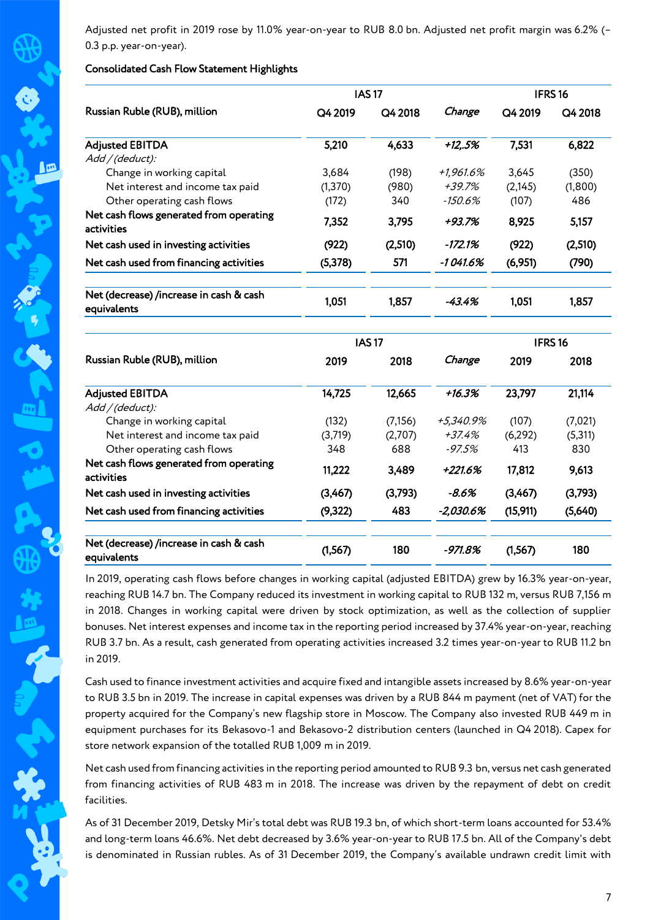Adjusted net profit in 2019 rose by 11.0% year-on-year to RUB 8.0 bn. Adjusted net profit margin was 6.2% (–0.3 p.p. year-on-year).

Consolidated Cash Flow Statement Highlights

| Russian Ruble (RUB), million | IAS 17 | | | IFRS 16 | |
|---|---|---|---|---|---|
| | Q4 2019 | Q4 2018 | *Change* | Q4 2019 | Q4 2018 |
| **Adjusted EBITDA** | **5,210** | **4,633** | ***+12,.5%*** | **7,531** | **6,822** |
| *Add / (deduct):* | | | | | |
| Change in working capital | 3,684 | (198) | *+1,961.6%* | 3,645 | (350) |
| Net interest and income tax paid | (1,370) | (980) | *+39.7%* | (2,145) | (1,800) |
| Other operating cash flows | (172) | 340 | *-150.6%* | (107) | 486 |
| **Net cash flows generated from operating activities** | **7,352** | **3,795** | ***+93.7%*** | **8,925** | **5,157** |
| **Net cash used in investing activities** | **(922)** | **(2,510)** | ***-172.1%*** | **(922)** | **(2,510)** |
| **Net cash used from financing activities** | **(5,378)** | **571** | ***-1 041.6%*** | **(6,951)** | **(790)** |
| | | | | | |
| **Net (decrease) /increase in cash & cash equivalents** | **1,051** | **1,857** | ***-43.4%*** | **1,051** | **1,857** |

| Russian Ruble (RUB), million | IAS 17 | | | IFRS 16 | |
|---|---|---|---|---|---|
| | 2019 | 2018 | *Change* | 2019 | 2018 |
| **Adjusted EBITDA** | **14,725** | **12,665** | ***+16.3%*** | **23,797** | **21,114** |
| *Add / (deduct):* | | | | | |
| Change in working capital | (132) | (7,156) | *+5,340.9%* | (107) | (7,021) |
| Net interest and income tax paid | (3,719) | (2,707) | *+37.4%* | (6,292) | (5,311) |
| Other operating cash flows | 348 | 688 | *-97.5%* | 413 | 830 |
| **Net cash flows generated from operating activities** | **11,222** | **3,489** | ***+221.6%*** | **17,812** | **9,613** |
| **Net cash used in investing activities** | **(3,467)** | **(3,793)** | ***-8.6%*** | **(3,467)** | **(3,793)** |
| **Net cash used from financing activities** | **(9,322)** | **483** | ***-2,030.6%*** | **(15,911)** | **(5,640)** |
| | | | | | |
| **Net (decrease) /increase in cash & cash equivalents** | **(1,567)** | **180** | ***-971.8%*** | **(1,567)** | **180** |

In 2019, operating cash flows before changes in working capital (adjusted EBITDA) grew by 16.3% year-on-year, reaching RUB 14.7 bn. The Company reduced its investment in working capital to RUB 132 m, versus RUB 7,156 m in 2018. Changes in working capital were driven by stock optimization, as well as the collection of supplier bonuses. Net interest expenses and income tax in the reporting period increased by 37.4% year-on-year, reaching RUB 3.7 bn. As a result, cash generated from operating activities increased 3.2 times year-on-year to RUB 11.2 bn in 2019.

Cash used to finance investment activities and acquire fixed and intangible assets increased by 8.6% year-on-year to RUB 3.5 bn in 2019. The increase in capital expenses was driven by a RUB 844 m payment (net of VAT) for the property acquired for the Company's new flagship store in Moscow. The Company also invested RUB 449 m in equipment purchases for its Bekasovo-1 and Bekasovo-2 distribution centers (launched in Q4 2018). Capex for store network expansion of the totalled RUB 1,009 m in 2019.

Net cash used from financing activities in the reporting period amounted to RUB 9.3 bn, versus net cash generated from financing activities of RUB 483 m in 2018. The increase was driven by the repayment of debt on credit facilities.

As of 31 December 2019, Detsky Mir's total debt was RUB 19.3 bn, of which short-term loans accounted for 53.4% and long-term loans 46.6%. Net debt decreased by 3.6% year-on-year to RUB 17.5 bn. All of the Company's debt is denominated in Russian rubles. As of 31 December 2019, the Company's available undrawn credit limit with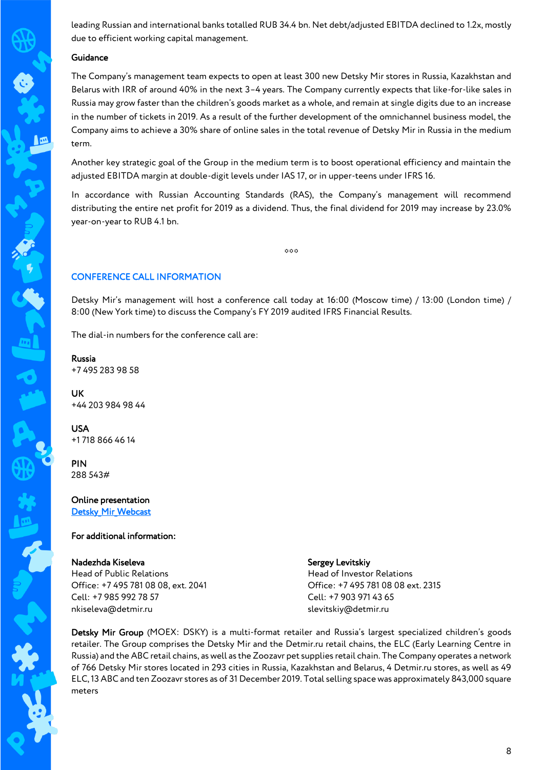leading Russian and international banks totalled RUB 34.4 bn. Net debt/adjusted EBITDA declined to 1.2x, mostly due to efficient working capital management.

### Guidance

The Company's management team expects to open at least 300 new Detsky Mir stores in Russia, Kazakhstan and Belarus with IRR of around 40% in the next 3–4 years. The Company currently expects that like-for-like sales in Russia may grow faster than the children's goods market as a whole, and remain at single digits due to an increase in the number of tickets in 2019. As a result of the further development of the omnichannel business model, the Company aims to achieve a 30% share of online sales in the total revenue of Detsky Mir in Russia in the medium term.

Another key strategic goal of the Group in the medium term is to boost operational efficiency and maintain the adjusted EBITDA margin at double-digit levels under IAS 17, or in upper-teens under IFRS 16.

In accordance with Russian Accounting Standards (RAS), the Company's management will recommend distributing the entire net profit for 2019 as a dividend. Thus, the final dividend for 2019 may increase by 23.0% year-on-year to RUB 4.1 bn.

\*\*\*

## CONFERENCE CALL INFORMATION

Detsky Mir's management will host a conference call today at 16:00 (Moscow time) / 13:00 (London time) / 8:00 (New York time) to discuss the Company's FY 2019 audited IFRS Financial Results.

The dial-in numbers for the conference call are:

**Russia**
+7 495 283 98 58

**UK**
+44 203 984 98 44

**USA**
+1 718 866 46 14

**PIN**
288 543#

**Online presentation**
Detsky Mir Webcast

**For additional information:**

**Nadezhda Kiseleva**
Head of Public Relations
Office: +7 495 781 08 08, ext. 2041
Cell: +7 985 992 78 57
nkiseleva@detmir.ru

**Sergey Levitskiy**
Head of Investor Relations
Office: +7 495 781 08 08 ext. 2315
Cell: +7 903 971 43 65
slevitskiy@detmir.ru

**Detsky Mir Group** (MOEX: DSKY) is a multi-format retailer and Russia's largest specialized children's goods retailer. The Group comprises the Detsky Mir and the Detmir.ru retail chains, the ELC (Early Learning Centre in Russia) and the ABC retail chains, as well as the Zoozavr pet supplies retail chain. The Company operates a network of 766 Detsky Mir stores located in 293 cities in Russia, Kazakhstan and Belarus, 4 Detmir.ru stores, as well as 49 ELC, 13 ABC and ten Zoozavr stores as of 31 December 2019. Total selling space was approximately 843,000 square meters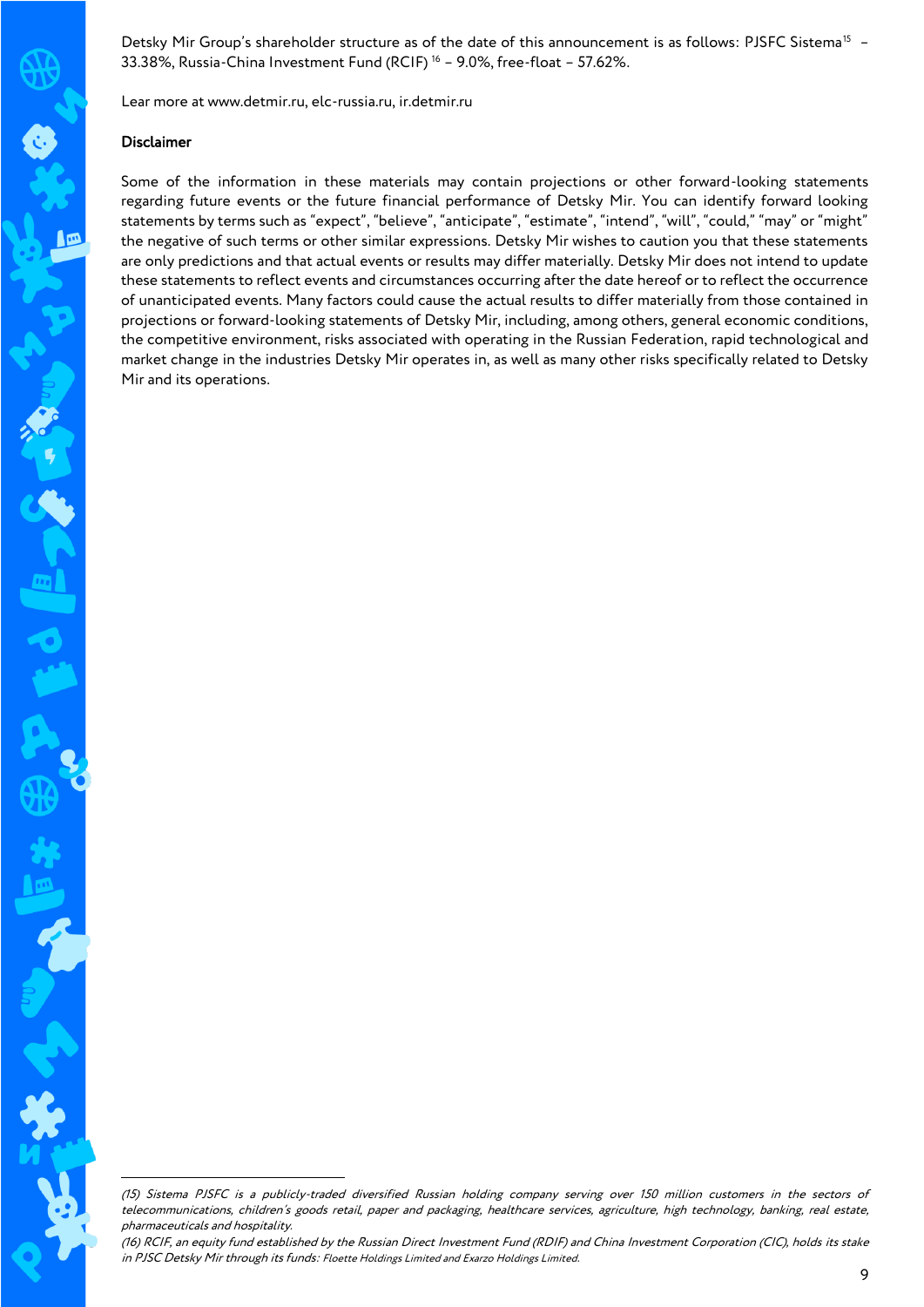Detsky Mir Group's shareholder structure as of the date of this announcement is as follows: PJSFC Sistema[15] – 33.38%, Russia-China Investment Fund (RCIF) [16] – 9.0%, free-float – 57.62%.

Lear more at www.detmir.ru, elc-russia.ru, ir.detmir.ru

**Disclaimer**

Some of the information in these materials may contain projections or other forward-looking statements regarding future events or the future financial performance of Detsky Mir. You can identify forward looking statements by terms such as "expect", "believe", "anticipate", "estimate", "intend", "will", "could," "may" or "might" the negative of such terms or other similar expressions. Detsky Mir wishes to caution you that these statements are only predictions and that actual events or results may differ materially. Detsky Mir does not intend to update these statements to reflect events and circumstances occurring after the date hereof or to reflect the occurrence of unanticipated events. Many factors could cause the actual results to differ materially from those contained in projections or forward-looking statements of Detsky Mir, including, among others, general economic conditions, the competitive environment, risks associated with operating in the Russian Federation, rapid technological and market change in the industries Detsky Mir operates in, as well as many other risks specifically related to Detsky Mir and its operations.

---

*(15) Sistema PJSFC is a publicly-traded diversified Russian holding company serving over 150 million customers in the sectors of telecommunications, children's goods retail, paper and packaging, healthcare services, agriculture, high technology, banking, real estate, pharmaceuticals and hospitality.*

*(16) RCIF, an equity fund established by the Russian Direct Investment Fund (RDIF) and China Investment Corporation (CIC), holds its stake in PJSC Detsky Mir through its funds: Floette Holdings Limited and Exarzo Holdings Limited.*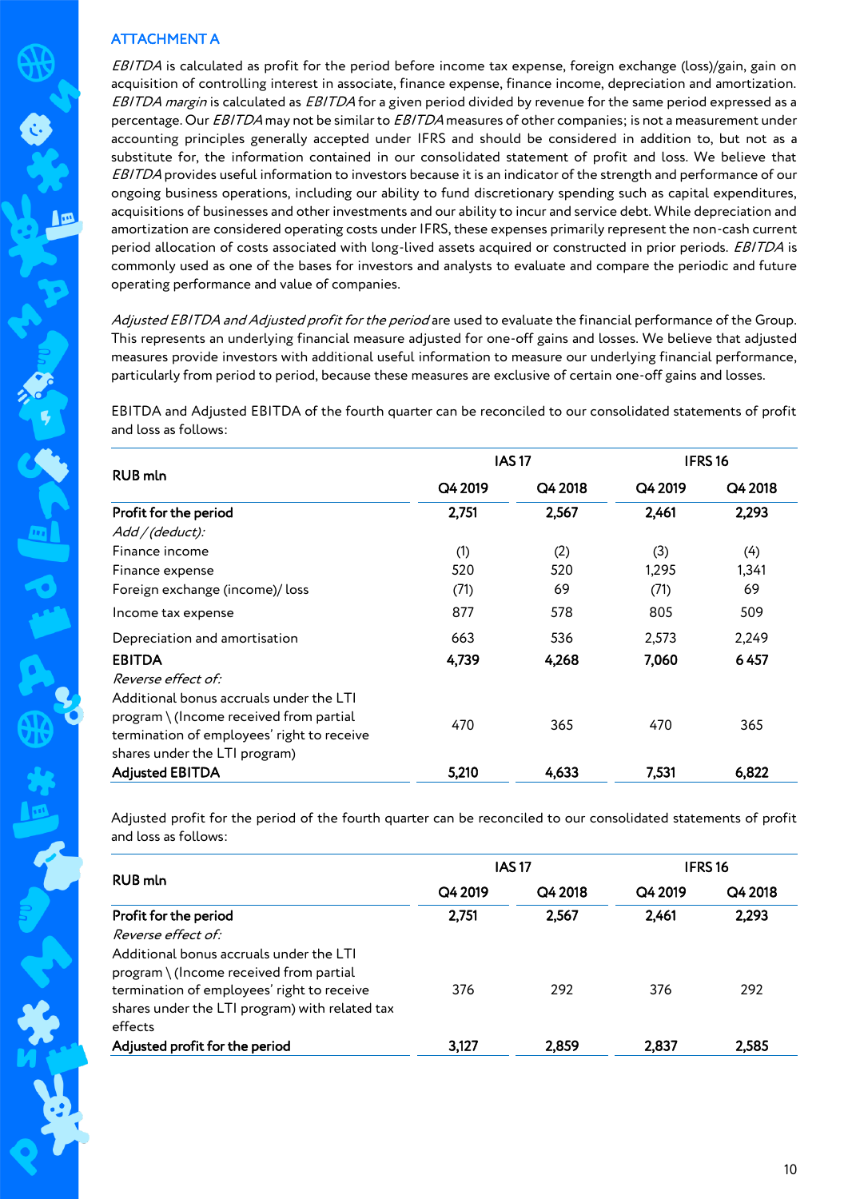## ATTACHMENT A

*EBITDA* is calculated as profit for the period before income tax expense, foreign exchange (loss)/gain, gain on acquisition of controlling interest in associate, finance expense, finance income, depreciation and amortization. *EBITDA margin* is calculated as *EBITDA* for a given period divided by revenue for the same period expressed as a percentage. Our *EBITDA* may not be similar to *EBITDA* measures of other companies; is not a measurement under accounting principles generally accepted under IFRS and should be considered in addition to, but not as a substitute for, the information contained in our consolidated statement of profit and loss. We believe that *EBITDA* provides useful information to investors because it is an indicator of the strength and performance of our ongoing business operations, including our ability to fund discretionary spending such as capital expenditures, acquisitions of businesses and other investments and our ability to incur and service debt. While depreciation and amortization are considered operating costs under IFRS, these expenses primarily represent the non-cash current period allocation of costs associated with long-lived assets acquired or constructed in prior periods. *EBITDA* is commonly used as one of the bases for investors and analysts to evaluate and compare the periodic and future operating performance and value of companies.

*Adjusted EBITDA and Adjusted profit for the period* are used to evaluate the financial performance of the Group. This represents an underlying financial measure adjusted for one-off gains and losses. We believe that adjusted measures provide investors with additional useful information to measure our underlying financial performance, particularly from period to period, because these measures are exclusive of certain one-off gains and losses.

EBITDA and Adjusted EBITDA of the fourth quarter can be reconciled to our consolidated statements of profit and loss as follows:

| RUB mln | IAS 17 | | IFRS 16 | |
|---|---|---|---|---|
| | Q4 2019 | Q4 2018 | Q4 2019 | Q4 2018 |
| **Profit for the period** | **2,751** | **2,567** | **2,461** | **2,293** |
| *Add / (deduct):* | | | | |
| Finance income | (1) | (2) | (3) | (4) |
| Finance expense | 520 | 520 | 1,295 | 1,341 |
| Foreign exchange (income)/ loss | (71) | 69 | (71) | 69 |
| Income tax expense | 877 | 578 | 805 | 509 |
| Depreciation and amortisation | 663 | 536 | 2,573 | 2,249 |
| **EBITDA** | **4,739** | **4,268** | **7,060** | **6 457** |
| *Reverse effect of:* | | | | |
| Additional bonus accruals under the LTI program \ (Income received from partial termination of employees' right to receive shares under the LTI program) | 470 | 365 | 470 | 365 |
| **Adjusted EBITDA** | **5,210** | **4,633** | **7,531** | **6,822** |

Adjusted profit for the period of the fourth quarter can be reconciled to our consolidated statements of profit and loss as follows:

| RUB mln | IAS 17 | | IFRS 16 | |
|---|---|---|---|---|
| | Q4 2019 | Q4 2018 | Q4 2019 | Q4 2018 |
| **Profit for the period** | **2,751** | **2,567** | **2,461** | **2,293** |
| *Reverse effect of:* | | | | |
| Additional bonus accruals under the LTI program \ (Income received from partial termination of employees' right to receive shares under the LTI program) with related tax effects | 376 | 292 | 376 | 292 |
| **Adjusted profit for the period** | **3,127** | **2,859** | **2,837** | **2,585** |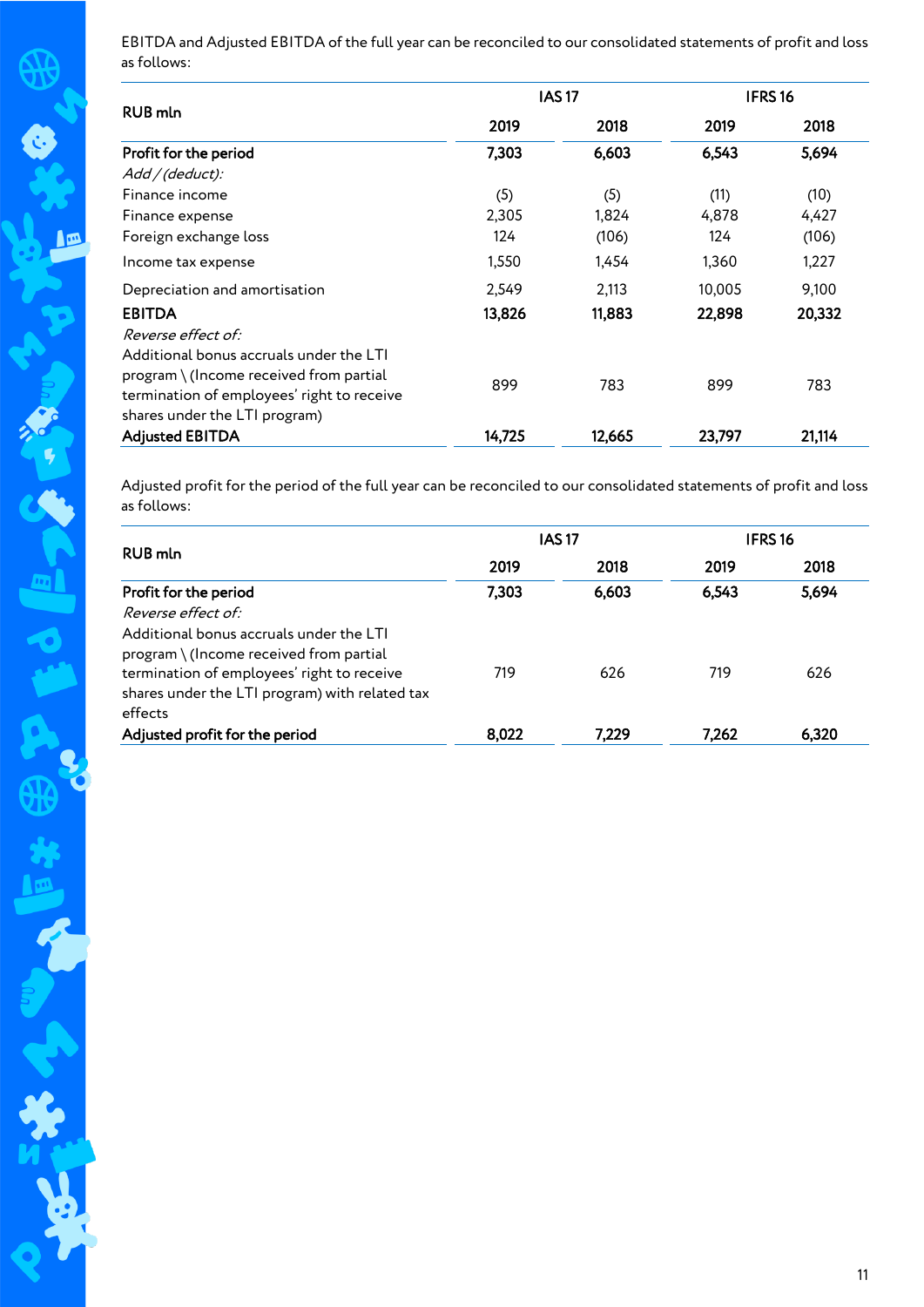EBITDA and Adjusted EBITDA of the full year can be reconciled to our consolidated statements of profit and loss as follows:

| RUB mln | IAS 17 | | IFRS 16 | |
|---|---|---|---|---|
| | 2019 | 2018 | 2019 | 2018 |
| **Profit for the period** | **7,303** | **6,603** | **6,543** | **5,694** |
| *Add / (deduct):* | | | | |
| Finance income | (5) | (5) | (11) | (10) |
| Finance expense | 2,305 | 1,824 | 4,878 | 4,427 |
| Foreign exchange loss | 124 | (106) | 124 | (106) |
| Income tax expense | 1,550 | 1,454 | 1,360 | 1,227 |
| Depreciation and amortisation | 2,549 | 2,113 | 10,005 | 9,100 |
| **EBITDA** | **13,826** | **11,883** | **22,898** | **20,332** |
| *Reverse effect of:* | | | | |
| Additional bonus accruals under the LTI program \ (Income received from partial termination of employees' right to receive shares under the LTI program) | 899 | 783 | 899 | 783 |
| **Adjusted EBITDA** | **14,725** | **12,665** | **23,797** | **21,114** |

Adjusted profit for the period of the full year can be reconciled to our consolidated statements of profit and loss as follows:

| RUB mln | IAS 17 | | IFRS 16 | |
|---|---|---|---|---|
| | 2019 | 2018 | 2019 | 2018 |
| **Profit for the period** | **7,303** | **6,603** | **6,543** | **5,694** |
| *Reverse effect of:* | | | | |
| Additional bonus accruals under the LTI program \ (Income received from partial termination of employees' right to receive shares under the LTI program) with related tax effects | 719 | 626 | 719 | 626 |
| **Adjusted profit for the period** | **8,022** | **7,229** | **7,262** | **6,320** |